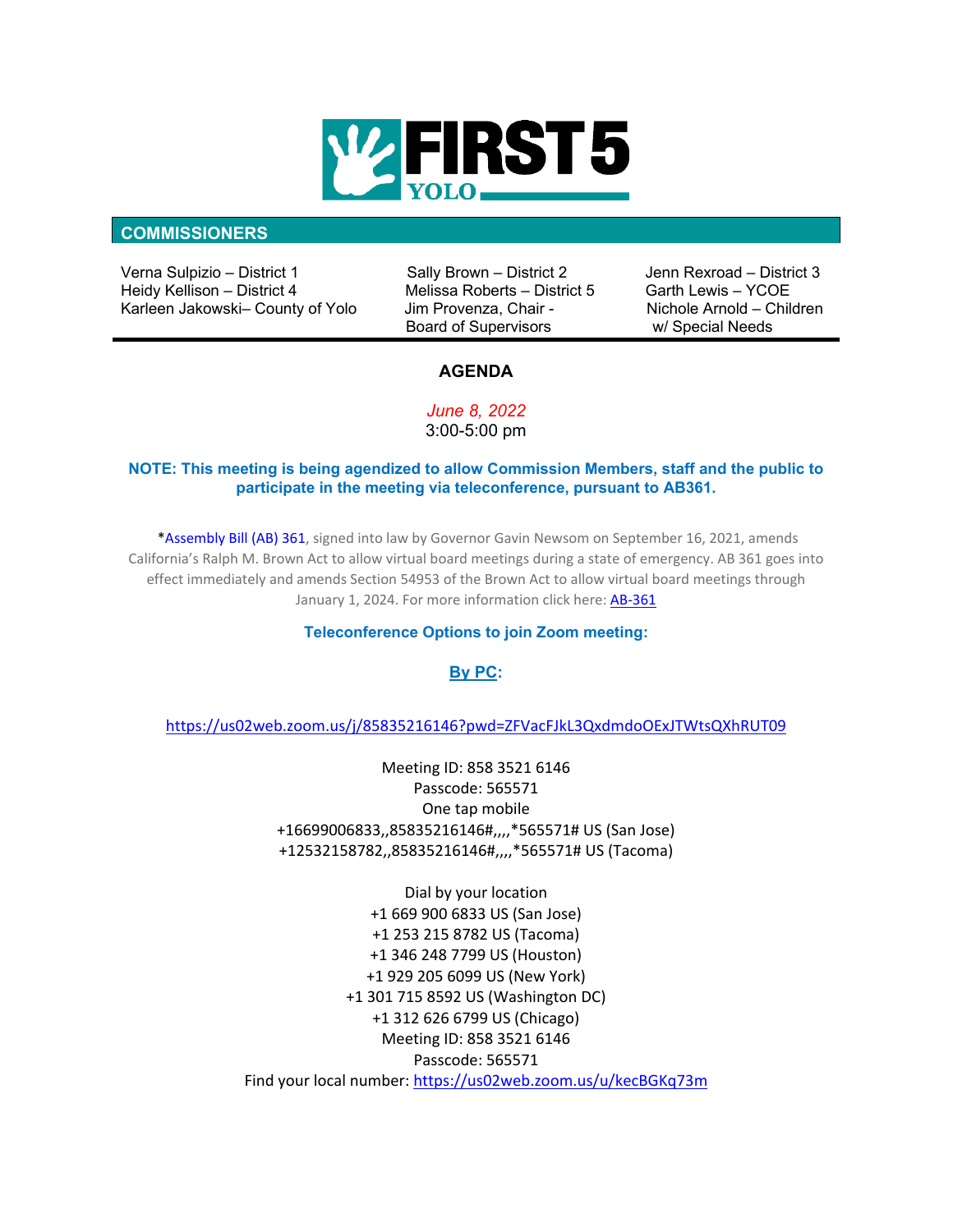# FIRST 5 YOLO

## COMMISSIONERS

| | | |
|---|---|---|
| Verna Sulpizio – District 1 | Sally Brown – District 2 | Jenn Rexroad – District 3 |
| Heidy Kellison – District 4 | Melissa Roberts – District 5 | Garth Lewis – YCOE |
| Karleen Jakowski– County of Yolo | Jim Provenza, Chair - Board of Supervisors | Nichole Arnold – Children w/ Special Needs |

## AGENDA

*June 8, 2022*
3:00-5:00 pm

**NOTE: This meeting is being agendized to allow Commission Members, staff and the public to participate in the meeting via teleconference, pursuant to AB361.**

*Assembly Bill (AB) 361, signed into law by Governor Gavin Newsom on September 16, 2021, amends California's Ralph M. Brown Act to allow virtual board meetings during a state of emergency. AB 361 goes into effect immediately and amends Section 54953 of the Brown Act to allow virtual board meetings through January 1, 2024. For more information click here: AB-361

**Teleconference Options to join Zoom meeting:**

**By PC:**

https://us02web.zoom.us/j/85835216146?pwd=ZFVacFJkL3QxdmdoOExJTWtsQXhRUT09

Meeting ID: 858 3521 6146
Passcode: 565571
One tap mobile
+16699006833,,85835216146#,,,,*565571# US (San Jose)
+12532158782,,85835216146#,,,,*565571# US (Tacoma)

Dial by your location
+1 669 900 6833 US (San Jose)
+1 253 215 8782 US (Tacoma)
+1 346 248 7799 US (Houston)
+1 929 205 6099 US (New York)
+1 301 715 8592 US (Washington DC)
+1 312 626 6799 US (Chicago)
Meeting ID: 858 3521 6146
Passcode: 565571
Find your local number: https://us02web.zoom.us/u/kecBGKq73m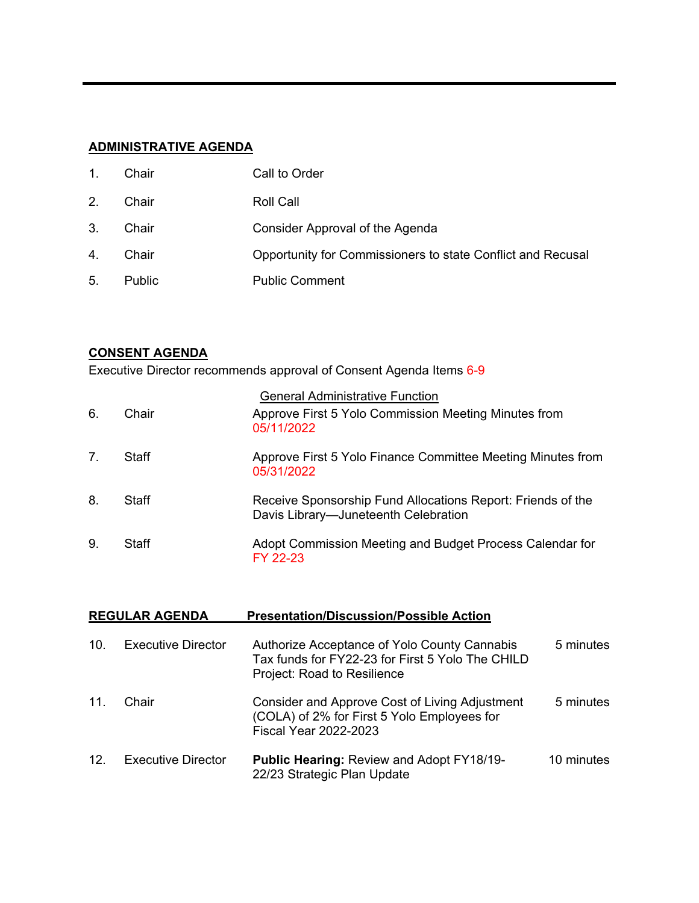## ADMINISTRATIVE AGENDA

| | | |
|---|---|---|
| 1. | Chair | Call to Order |
| 2. | Chair | Roll Call |
| 3. | Chair | Consider Approval of the Agenda |
| 4. | Chair | Opportunity for Commissioners to state Conflict and Recusal |
| 5. | Public | Public Comment |

## CONSENT AGENDA

Executive Director recommends approval of Consent Agenda Items 6-9

General Administrative Function

| | | |
|---|---|---|
| 6. | Chair | Approve First 5 Yolo Commission Meeting Minutes from 05/11/2022 |
| 7. | Staff | Approve First 5 Yolo Finance Committee Meeting Minutes from 05/31/2022 |
| 8. | Staff | Receive Sponsorship Fund Allocations Report: Friends of the Davis Library—Juneteenth Celebration |
| 9. | Staff | Adopt Commission Meeting and Budget Process Calendar for FY 22-23 |

## REGULAR AGENDA Presentation/Discussion/Possible Action

| | | | |
|---|---|---|---|
| 10. | Executive Director | Authorize Acceptance of Yolo County Cannabis Tax funds for FY22-23 for First 5 Yolo The CHILD Project: Road to Resilience | 5 minutes |
| 11. | Chair | Consider and Approve Cost of Living Adjustment (COLA) of 2% for First 5 Yolo Employees for Fiscal Year 2022-2023 | 5 minutes |
| 12. | Executive Director | **Public Hearing:** Review and Adopt FY18/19-22/23 Strategic Plan Update | 10 minutes |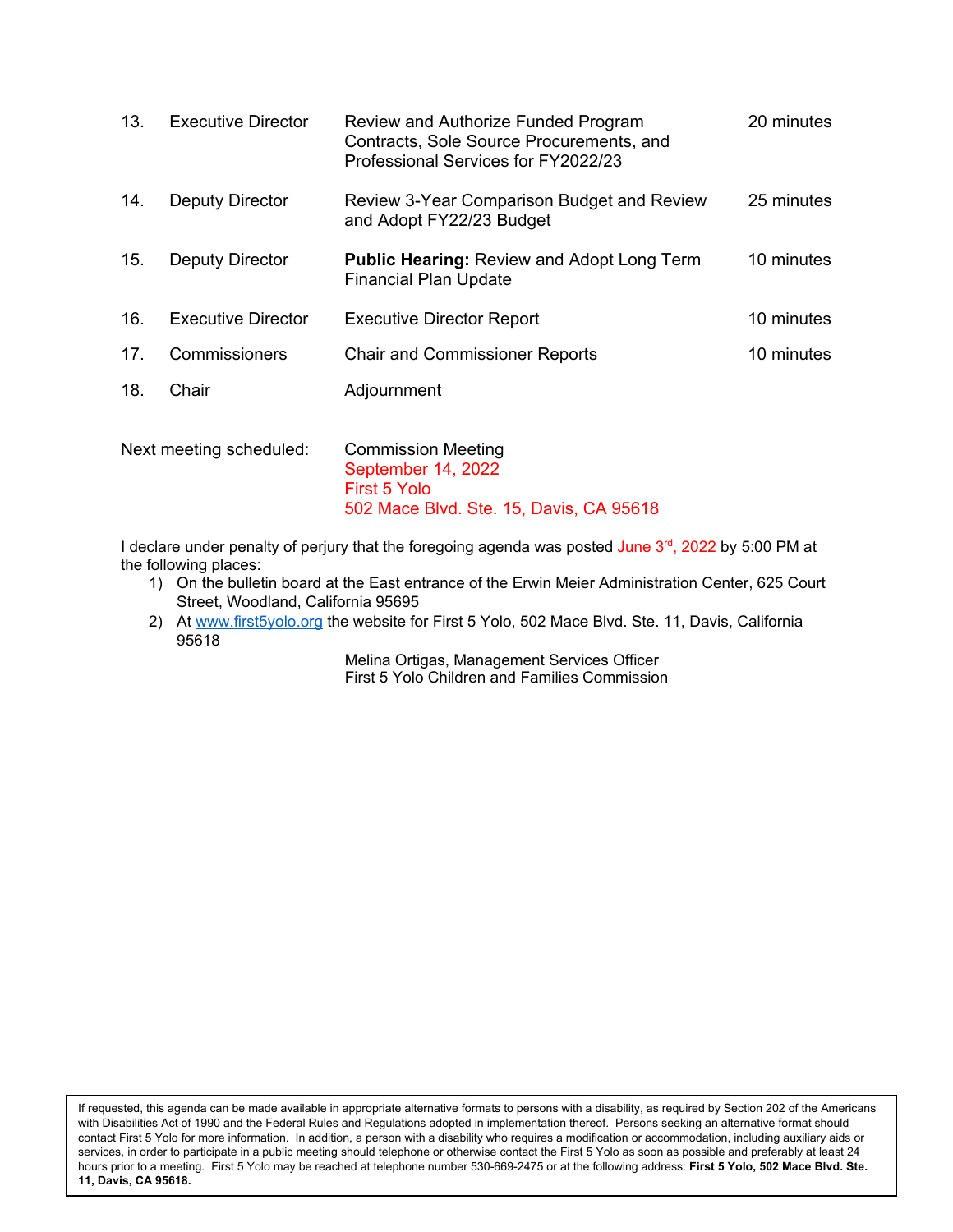| | | | |
|---|---|---|---|
| 13. | Executive Director | Review and Authorize Funded Program Contracts, Sole Source Procurements, and Professional Services for FY2022/23 | 20 minutes |
| 14. | Deputy Director | Review 3-Year Comparison Budget and Review and Adopt FY22/23 Budget | 25 minutes |
| 15. | Deputy Director | **Public Hearing:** Review and Adopt Long Term Financial Plan Update | 10 minutes |
| 16. | Executive Director | Executive Director Report | 10 minutes |
| 17. | Commissioners | Chair and Commissioner Reports | 10 minutes |
| 18. | Chair | Adjournment | |

Next meeting scheduled: Commission Meeting
September 14, 2022
First 5 Yolo
502 Mace Blvd. Ste. 15, Davis, CA 95618

I declare under penalty of perjury that the foregoing agenda was posted June 3rd, 2022 by 5:00 PM at the following places:

1) On the bulletin board at the East entrance of the Erwin Meier Administration Center, 625 Court Street, Woodland, California 95695
2) At www.first5yolo.org the website for First 5 Yolo, 502 Mace Blvd. Ste. 11, Davis, California 95618

Melina Ortigas, Management Services Officer
First 5 Yolo Children and Families Commission

If requested, this agenda can be made available in appropriate alternative formats to persons with a disability, as required by Section 202 of the Americans with Disabilities Act of 1990 and the Federal Rules and Regulations adopted in implementation thereof. Persons seeking an alternative format should contact First 5 Yolo for more information. In addition, a person with a disability who requires a modification or accommodation, including auxiliary aids or services, in order to participate in a public meeting should telephone or otherwise contact the First 5 Yolo as soon as possible and preferably at least 24 hours prior to a meeting. First 5 Yolo may be reached at telephone number 530-669-2475 or at the following address: **First 5 Yolo, 502 Mace Blvd. Ste. 11, Davis, CA 95618.**